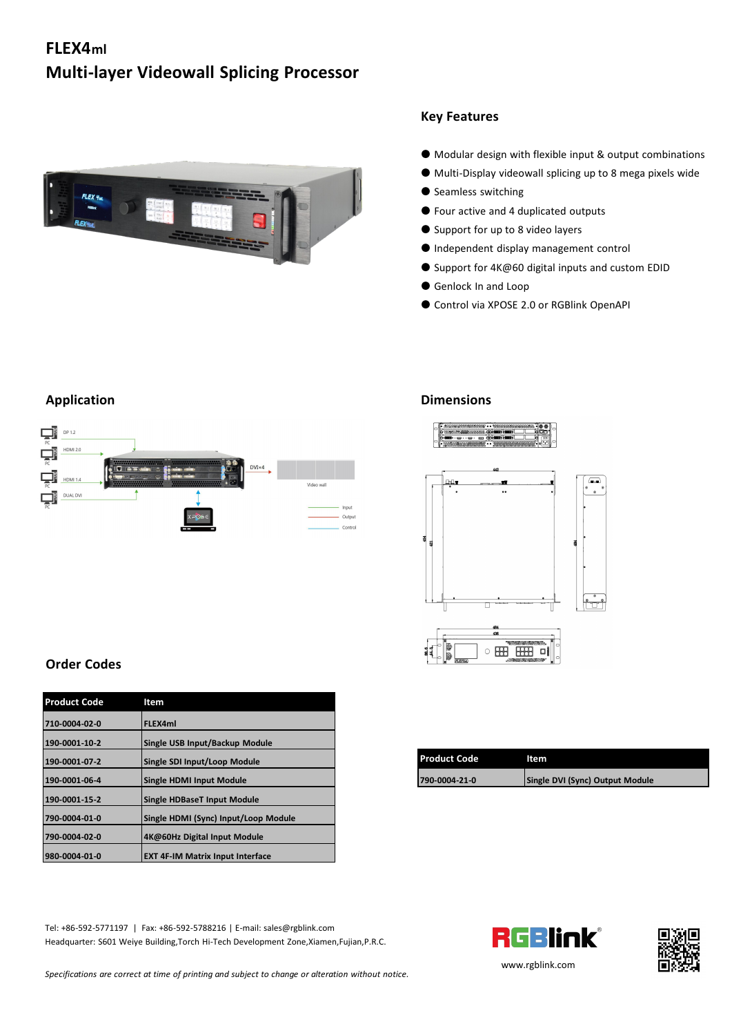# FLEX4ml
# Multi-layer Videowall Splicing Processor

## Key Features

- Modular design with flexible input & output combinations
- Multi-Display videowall splicing up to 8 mega pixels wide
- Seamless switching
- Four active and 4 duplicated outputs
- Support for up to 8 video layers
- Independent display management control
- Support for 4K@60 digital inputs and custom EDID
- Genlock In and Loop
- Control via XPOSE 2.0 or RGBlink OpenAPI

## Application

## Dimensions

## Order Codes

| Product Code | Item |
|---|---|
| 710-0004-02-0 | FLEX4ml |
| 190-0001-10-2 | Single USB Input/Backup Module |
| 190-0001-07-2 | Single SDI Input/Loop Module |
| 190-0001-06-4 | Single HDMI Input Module |
| 190-0001-15-2 | Single HDBaseT Input Module |
| 790-0004-01-0 | Single HDMI (Sync) Input/Loop Module |
| 790-0004-02-0 | 4K@60Hz Digital Input Module |
| 980-0004-01-0 | EXT 4F-IM Matrix Input Interface |

| Product Code | Item |
|---|---|
| 790-0004-21-0 | Single DVI (Sync) Output Module |

Tel: +86-592-5771197 | Fax: +86-592-5788216 | E-mail: sales@rgblink.com
Headquarter: S601 Weiye Building,Torch Hi-Tech Development Zone,Xiamen,Fujian,P.R.C.

www.rgblink.com

*Specifications are correct at time of printing and subject to change or alteration without notice.*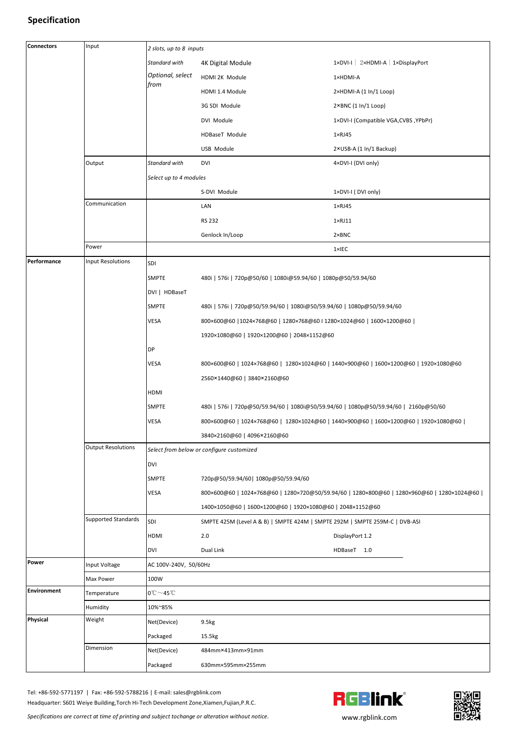## Specification

| | | | | |
|---|---|---|---|---|
| **Connectors** | Input | *2 slots, up to 8 inputs* | | |
| | | *Standard with* | 4K Digital Module | 1×DVI-I｜2×HDMI-A｜1×DisplayPort |
| | | *Optional, select from* | HDMI 2K Module | 1×HDMI-A |
| | | | HDMI 1.4 Module | 2×HDMI-A (1 In/1 Loop) |
| | | | 3G SDI Module | 2×BNC (1 In/1 Loop) |
| | | | DVI Module | 1×DVI-I (Compatible VGA,CVBS ,YPbPr) |
| | | | HDBaseT Module | 1×RJ45 |
| | | | USB Module | 2×USB-A (1 In/1 Backup) |
| | Output | *Standard with* | DVI | 4×DVI-I (DVI only) |
| | | *Select up to 4 modules* | | |
| | | | S-DVI Module | 1×DVI-I ( DVI only) |
| | Communication | | LAN | 1×RJ45 |
| | | | RS 232 | 1×RJ11 |
| | | | Genlock In/Loop | 2×BNC |
| | Power | | | 1×IEC |
| **Performance** | Input Resolutions | SDI | | |
| | | SMPTE | 480i \| 576i \| 720p@50/60 \| 1080i@59.94/60 \| 1080p@50/59.94/60 | |
| | | DVI \| HDBaseT | | |
| | | SMPTE | 480i \| 576i \| 720p@50/59.94/60 \| 1080i@50/59.94/60 \| 1080p@50/59.94/60 | |
| | | VESA | 800×600@60 \|1024×768@60 \| 1280×768@60 I 1280×1024@60 \| 1600×1200@60 \| 1920×1080@60 \| 1920×1200@60 \| 2048×1152@60 | |
| | | DP | | |
| | | VESA | 800×600@60 \| 1024×768@60 \| 1280×1024@60 \| 1440×900@60 \| 1600×1200@60 \| 1920×1080@60 2560×1440@60 \| 3840×2160@60 | |
| | | HDMI | | |
| | | SMPTE | 480i \| 576i \| 720p@50/59.94/60 \| 1080i@50/59.94/60 \| 1080p@50/59.94/60 \| 2160p@50/60 | |
| | | VESA | 800×600@60 \| 1024×768@60 \| 1280×1024@60 \| 1440×900@60 \| 1600×1200@60 \| 1920×1080@60 \| 3840×2160@60 \| 4096×2160@60 | |
| | Output Resolutions | *Select from below or configure customized* | | |
| | | DVI | | |
| | | SMPTE | 720p@50/59.94/60\| 1080p@50/59.94/60 | |
| | | VESA | 800×600@60 \| 1024×768@60 \| 1280×720@50/59.94/60 \| 1280×800@60 \| 1280×960@60 \| 1280×1024@60 \| 1400×1050@60 \| 1600×1200@60 \| 1920×1080@60 \| 2048×1152@60 | |
| | Supported Standards | SDI | SMPTE 425M (Level A & B) \| SMPTE 424M \| SMPTE 292M \| SMPTE 259M-C \| DVB-ASI | |
| | | HDMI | 2.0 | DisplayPort 1.2 |
| | | DVI | Dual Link | HDBaseT 1.0 |
| **Power** | Input Voltage | AC 100V-240V, 50/60Hz | | |
| | Max Power | 100W | | |
| **Environment** | Temperature | 0℃～45℃ | | |
| | Humidity | 10%~85% | | |
| **Physical** | Weight | Net(Device) | 9.5kg | |
| | | Packaged | 15.5kg | |
| | Dimension | Net(Device) | 484mm×413mm×91mm | |
| | | Packaged | 630mm×595mm×255mm | |

Tel: +86-592-5771197 | Fax: +86-592-5788216 | E-mail: sales@rgblink.com

Headquarter: S601 Weiye Building,Torch Hi-Tech Development Zone,Xiamen,Fujian,P.R.C.

*Specifications are correct at time of printing and subject tochange or alteration without notice.*

RGBlink®

www.rgblink.com